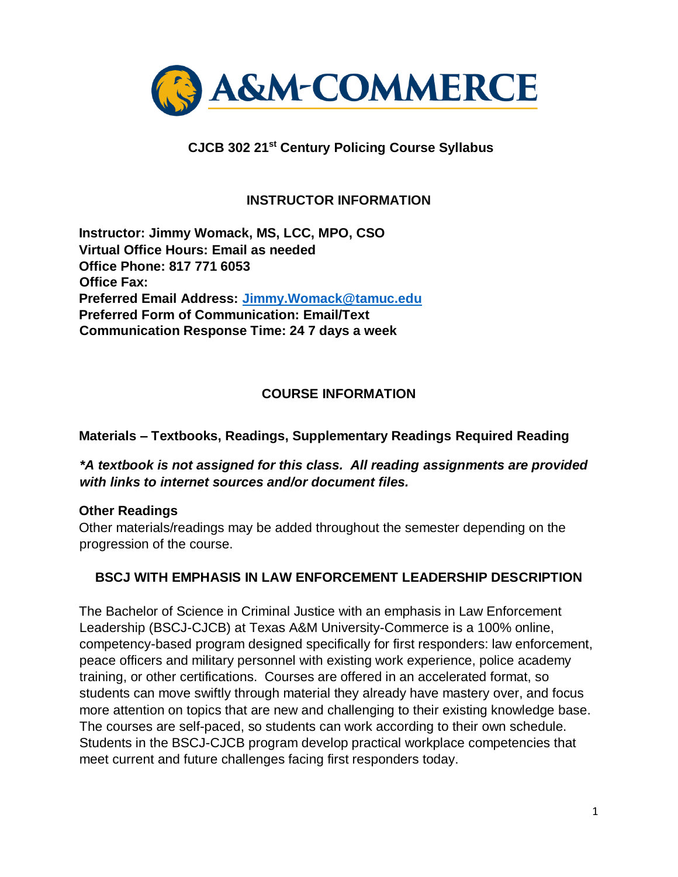# CJCB 302 21st Century Policing Course Syllabus

## INSTRUCTOR INFORMATION

**Instructor: Jimmy Womack, MS, LCC, MPO, CSO**
**Virtual Office Hours: Email as needed**
**Office Phone: 817 771 6053**
**Office Fax:**
**Preferred Email Address: Jimmy.Womack@tamuc.edu**
**Preferred Form of Communication: Email/Text**
**Communication Response Time: 24 7 days a week**

## COURSE INFORMATION

### Materials – Textbooks, Readings, Supplementary Readings Required Reading

***A textbook is not assigned for this class. All reading assignments are provided with links to internet sources and/or document files.***

### Other Readings

Other materials/readings may be added throughout the semester depending on the progression of the course.

## BSCJ WITH EMPHASIS IN LAW ENFORCEMENT LEADERSHIP DESCRIPTION

The Bachelor of Science in Criminal Justice with an emphasis in Law Enforcement Leadership (BSCJ-CJCB) at Texas A&M University-Commerce is a 100% online, competency-based program designed specifically for first responders: law enforcement, peace officers and military personnel with existing work experience, police academy training, or other certifications. Courses are offered in an accelerated format, so students can move swiftly through material they already have mastery over, and focus more attention on topics that are new and challenging to their existing knowledge base. The courses are self-paced, so students can work according to their own schedule. Students in the BSCJ-CJCB program develop practical workplace competencies that meet current and future challenges facing first responders today.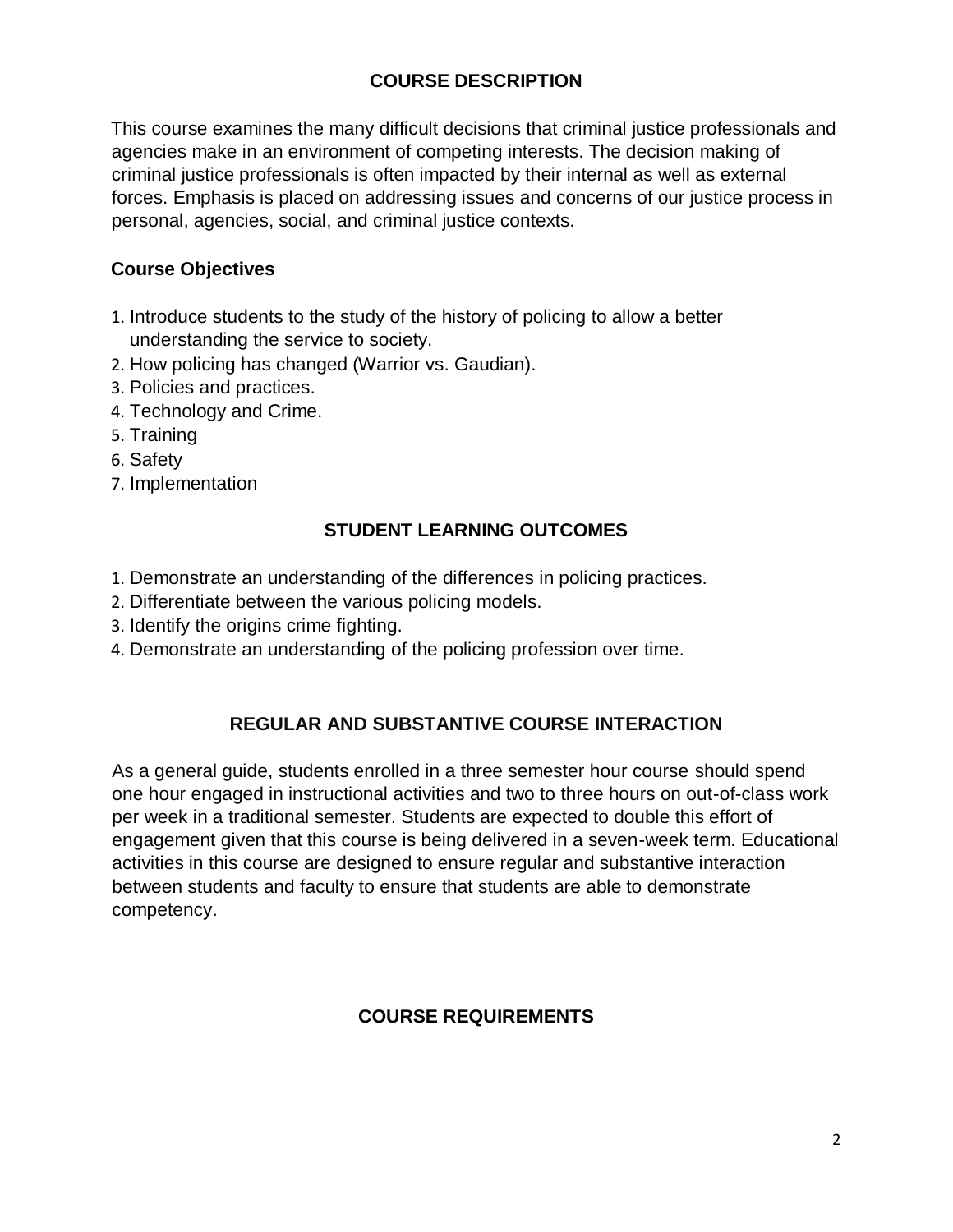## COURSE DESCRIPTION

This course examines the many difficult decisions that criminal justice professionals and agencies make in an environment of competing interests. The decision making of criminal justice professionals is often impacted by their internal as well as external forces. Emphasis is placed on addressing issues and concerns of our justice process in personal, agencies, social, and criminal justice contexts.

### Course Objectives

1. Introduce students to the study of the history of policing to allow a better understanding the service to society.
2. How policing has changed (Warrior vs. Gaudian).
3. Policies and practices.
4. Technology and Crime.
5. Training
6. Safety
7. Implementation

## STUDENT LEARNING OUTCOMES

1. Demonstrate an understanding of the differences in policing practices.
2. Differentiate between the various policing models.
3. Identify the origins crime fighting.
4. Demonstrate an understanding of the policing profession over time.

## REGULAR AND SUBSTANTIVE COURSE INTERACTION

As a general guide, students enrolled in a three semester hour course should spend one hour engaged in instructional activities and two to three hours on out-of-class work per week in a traditional semester. Students are expected to double this effort of engagement given that this course is being delivered in a seven-week term. Educational activities in this course are designed to ensure regular and substantive interaction between students and faculty to ensure that students are able to demonstrate competency.

## COURSE REQUIREMENTS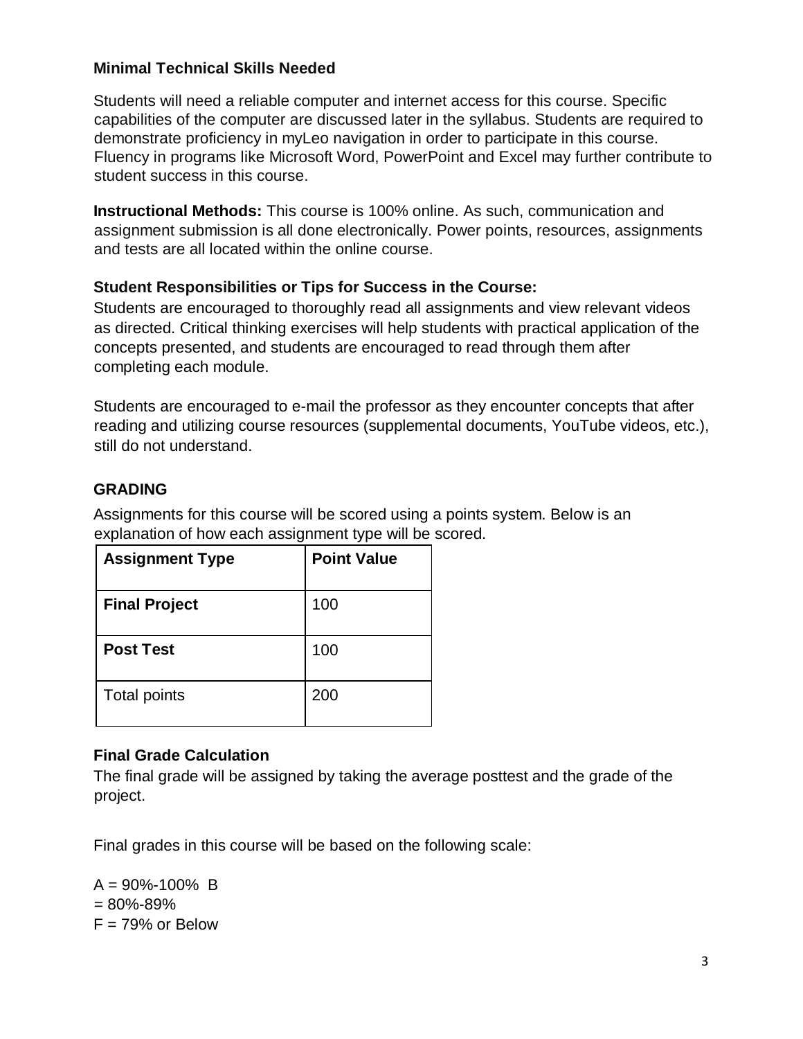**Minimal Technical Skills Needed**

Students will need a reliable computer and internet access for this course. Specific capabilities of the computer are discussed later in the syllabus. Students are required to demonstrate proficiency in myLeo navigation in order to participate in this course. Fluency in programs like Microsoft Word, PowerPoint and Excel may further contribute to student success in this course.

**Instructional Methods:** This course is 100% online. As such, communication and assignment submission is all done electronically. Power points, resources, assignments and tests are all located within the online course.

**Student Responsibilities or Tips for Success in the Course:**
Students are encouraged to thoroughly read all assignments and view relevant videos as directed. Critical thinking exercises will help students with practical application of the concepts presented, and students are encouraged to read through them after completing each module.

Students are encouraged to e-mail the professor as they encounter concepts that after reading and utilizing course resources (supplemental documents, YouTube videos, etc.), still do not understand.

**GRADING**

Assignments for this course will be scored using a points system. Below is an explanation of how each assignment type will be scored.

| **Assignment Type** | **Point Value** |
|---|---|
| **Final Project** | 100 |
| **Post Test** | 100 |
| Total points | 200 |

**Final Grade Calculation**
The final grade will be assigned by taking the average posttest and the grade of the project.

Final grades in this course will be based on the following scale:

A = 90%-100% B
= 80%-89%
F = 79% or Below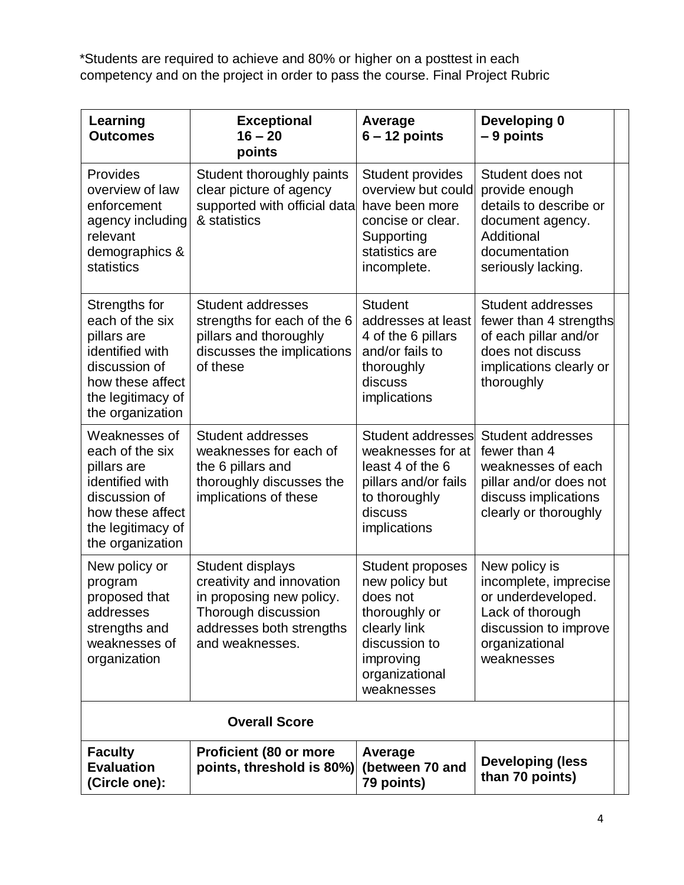*Students are required to achieve and 80% or higher on a posttest in each competency and on the project in order to pass the course. Final Project Rubric

| Learning Outcomes | Exceptional 16 – 20 points | Average 6 – 12 points | Developing 0 – 9 points | |
|---|---|---|---|---|
| Provides overview of law enforcement agency including relevant demographics & statistics | Student thoroughly paints clear picture of agency supported with official data & statistics | Student provides overview but could have been more concise or clear. Supporting statistics are incomplete. | Student does not provide enough details to describe or document agency. Additional documentation seriously lacking. | |
| Strengths for each of the six pillars are identified with discussion of how these affect the legitimacy of the organization | Student addresses strengths for each of the 6 pillars and thoroughly discusses the implications of these | Student addresses at least 4 of the 6 pillars and/or fails to thoroughly discuss implications | Student addresses fewer than 4 strengths of each pillar and/or does not discuss implications clearly or thoroughly | |
| Weaknesses of each of the six pillars are identified with discussion of how these affect the legitimacy of the organization | Student addresses weaknesses for each of the 6 pillars and thoroughly discusses the implications of these | Student addresses weaknesses for at least 4 of the 6 pillars and/or fails to thoroughly discuss implications | Student addresses fewer than 4 weaknesses of each pillar and/or does not discuss implications clearly or thoroughly | |
| New policy or program proposed that addresses strengths and weaknesses of organization | Student displays creativity and innovation in proposing new policy. Thorough discussion addresses both strengths and weaknesses. | Student proposes new policy but does not thoroughly or clearly link discussion to improving organizational weaknesses | New policy is incomplete, imprecise or underdeveloped. Lack of thorough discussion to improve organizational weaknesses | |
| **Overall Score** | | | | |
| **Faculty Evaluation (Circle one):** | **Proficient (80 or more points, threshold is 80%)** | **Average (between 70 and 79 points)** | **Developing (less than 70 points)** | |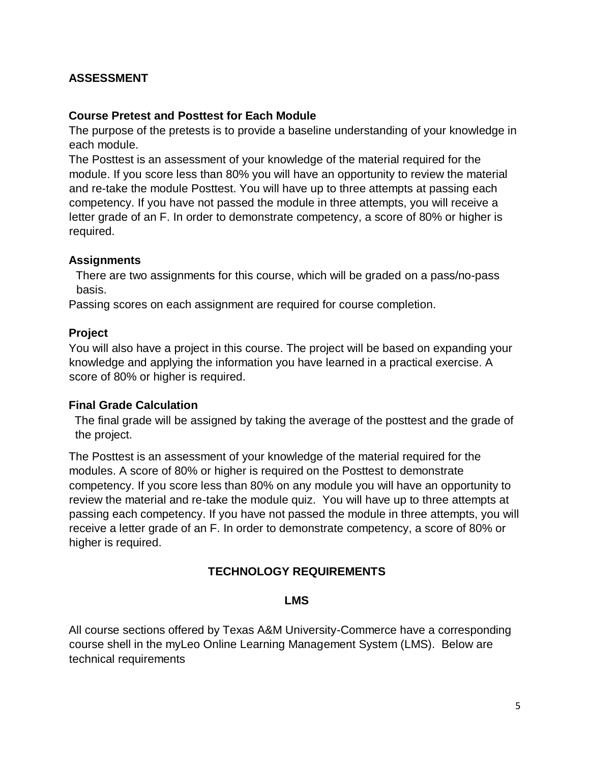## ASSESSMENT

### Course Pretest and Posttest for Each Module

The purpose of the pretests is to provide a baseline understanding of your knowledge in each module.

The Posttest is an assessment of your knowledge of the material required for the module. If you score less than 80% you will have an opportunity to review the material and re-take the module Posttest. You will have up to three attempts at passing each competency. If you have not passed the module in three attempts, you will receive a letter grade of an F. In order to demonstrate competency, a score of 80% or higher is required.

### Assignments

There are two assignments for this course, which will be graded on a pass/no-pass basis.

Passing scores on each assignment are required for course completion.

### Project

You will also have a project in this course. The project will be based on expanding your knowledge and applying the information you have learned in a practical exercise. A score of 80% or higher is required.

### Final Grade Calculation

The final grade will be assigned by taking the average of the posttest and the grade of the project.

The Posttest is an assessment of your knowledge of the material required for the modules. A score of 80% or higher is required on the Posttest to demonstrate competency. If you score less than 80% on any module you will have an opportunity to review the material and re-take the module quiz. You will have up to three attempts at passing each competency. If you have not passed the module in three attempts, you will receive a letter grade of an F. In order to demonstrate competency, a score of 80% or higher is required.

## TECHNOLOGY REQUIREMENTS

### LMS

All course sections offered by Texas A&M University-Commerce have a corresponding course shell in the myLeo Online Learning Management System (LMS). Below are technical requirements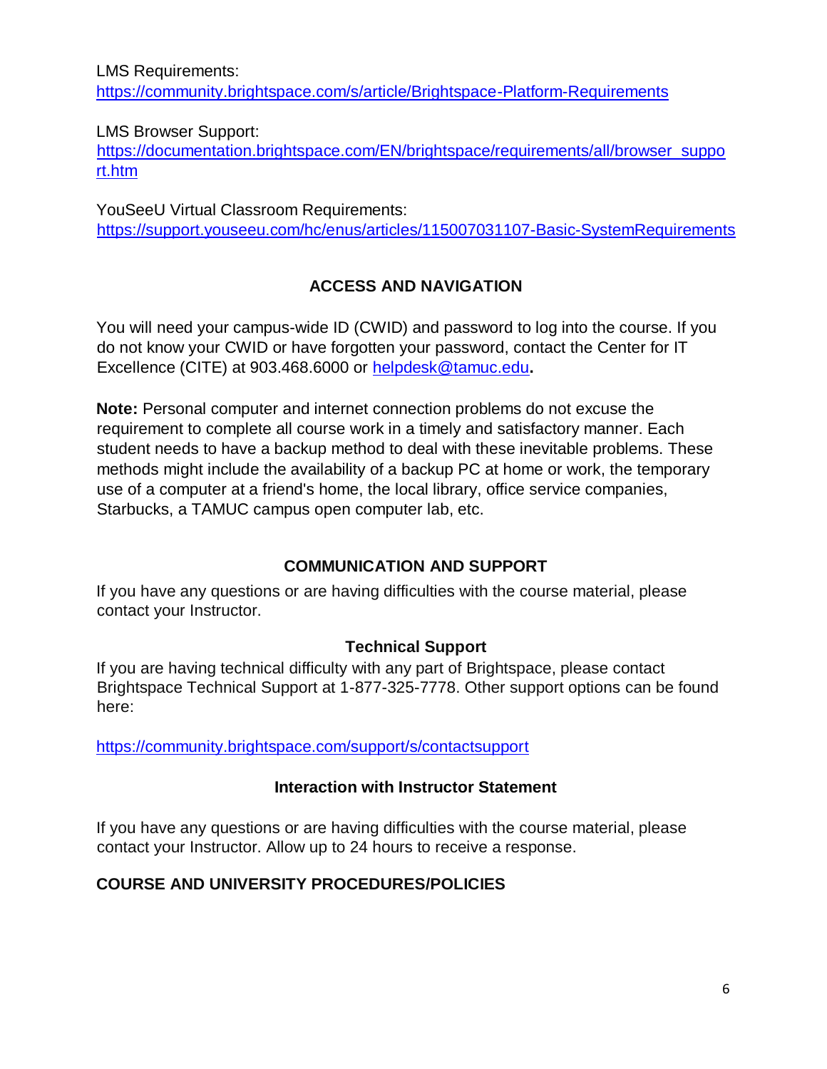LMS Requirements:
https://community.brightspace.com/s/article/Brightspace-Platform-Requirements

LMS Browser Support:
https://documentation.brightspace.com/EN/brightspace/requirements/all/browser_support.htm

YouSeeU Virtual Classroom Requirements:
https://support.youseeu.com/hc/enus/articles/115007031107-Basic-SystemRequirements

## ACCESS AND NAVIGATION

You will need your campus-wide ID (CWID) and password to log into the course. If you do not know your CWID or have forgotten your password, contact the Center for IT Excellence (CITE) at 903.468.6000 or helpdesk@tamuc.edu**.**

**Note:** Personal computer and internet connection problems do not excuse the requirement to complete all course work in a timely and satisfactory manner. Each student needs to have a backup method to deal with these inevitable problems. These methods might include the availability of a backup PC at home or work, the temporary use of a computer at a friend's home, the local library, office service companies, Starbucks, a TAMUC campus open computer lab, etc.

## COMMUNICATION AND SUPPORT

If you have any questions or are having difficulties with the course material, please contact your Instructor.

### Technical Support

If you are having technical difficulty with any part of Brightspace, please contact Brightspace Technical Support at 1-877-325-7778. Other support options can be found here:

https://community.brightspace.com/support/s/contactsupport

### Interaction with Instructor Statement

If you have any questions or are having difficulties with the course material, please contact your Instructor. Allow up to 24 hours to receive a response.

## COURSE AND UNIVERSITY PROCEDURES/POLICIES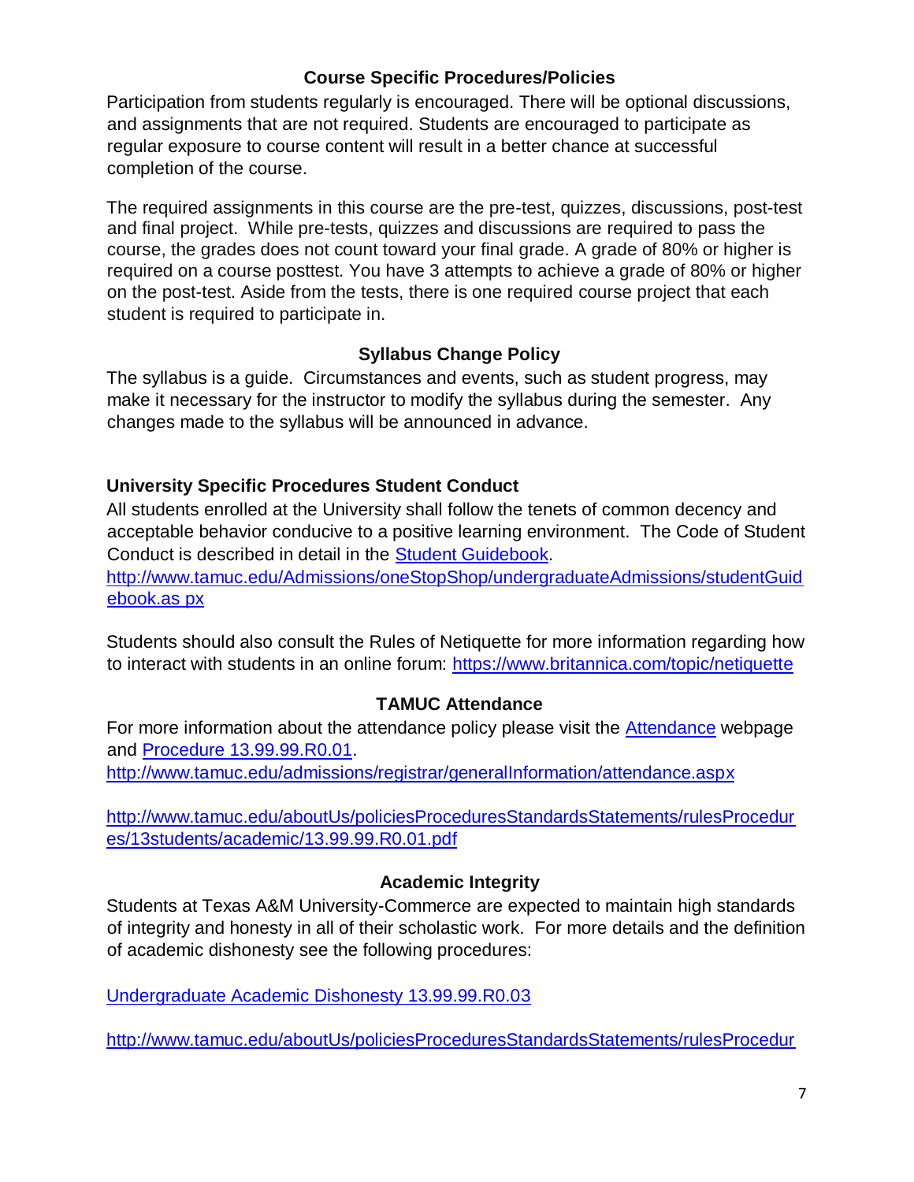### Course Specific Procedures/Policies

Participation from students regularly is encouraged. There will be optional discussions, and assignments that are not required. Students are encouraged to participate as regular exposure to course content will result in a better chance at successful completion of the course.

The required assignments in this course are the pre-test, quizzes, discussions, post-test and final project. While pre-tests, quizzes and discussions are required to pass the course, the grades does not count toward your final grade. A grade of 80% or higher is required on a course posttest. You have 3 attempts to achieve a grade of 80% or higher on the post-test. Aside from the tests, there is one required course project that each student is required to participate in.

### Syllabus Change Policy

The syllabus is a guide. Circumstances and events, such as student progress, may make it necessary for the instructor to modify the syllabus during the semester. Any changes made to the syllabus will be announced in advance.

### University Specific Procedures Student Conduct

All students enrolled at the University shall follow the tenets of common decency and acceptable behavior conducive to a positive learning environment. The Code of Student Conduct is described in detail in the [Student Guidebook](http://www.tamuc.edu/Admissions/oneStopShop/undergraduateAdmissions/studentGuidebook.aspx).
[http://www.tamuc.edu/Admissions/oneStopShop/undergraduateAdmissions/studentGuidebook.as px](http://www.tamuc.edu/Admissions/oneStopShop/undergraduateAdmissions/studentGuidebook.aspx)

Students should also consult the Rules of Netiquette for more information regarding how to interact with students in an online forum: [https://www.britannica.com/topic/netiquette](https://www.britannica.com/topic/netiquette)

### TAMUC Attendance

For more information about the attendance policy please visit the [Attendance](http://www.tamuc.edu/admissions/registrar/generalInformation/attendance.aspx) webpage and [Procedure 13.99.99.R0.01](http://www.tamuc.edu/aboutUs/policiesProceduresStandardsStatements/rulesProcedures/13students/academic/13.99.99.R0.01.pdf).
[http://www.tamuc.edu/admissions/registrar/generalInformation/attendance.aspx](http://www.tamuc.edu/admissions/registrar/generalInformation/attendance.aspx)

[http://www.tamuc.edu/aboutUs/policiesProceduresStandardsStatements/rulesProcedures/13students/academic/13.99.99.R0.01.pdf](http://www.tamuc.edu/aboutUs/policiesProceduresStandardsStatements/rulesProcedures/13students/academic/13.99.99.R0.01.pdf)

### Academic Integrity

Students at Texas A&M University-Commerce are expected to maintain high standards of integrity and honesty in all of their scholastic work. For more details and the definition of academic dishonesty see the following procedures:

Undergraduate Academic Dishonesty 13.99.99.R0.03

http://www.tamuc.edu/aboutUs/policiesProceduresStandardsStatements/rulesProcedur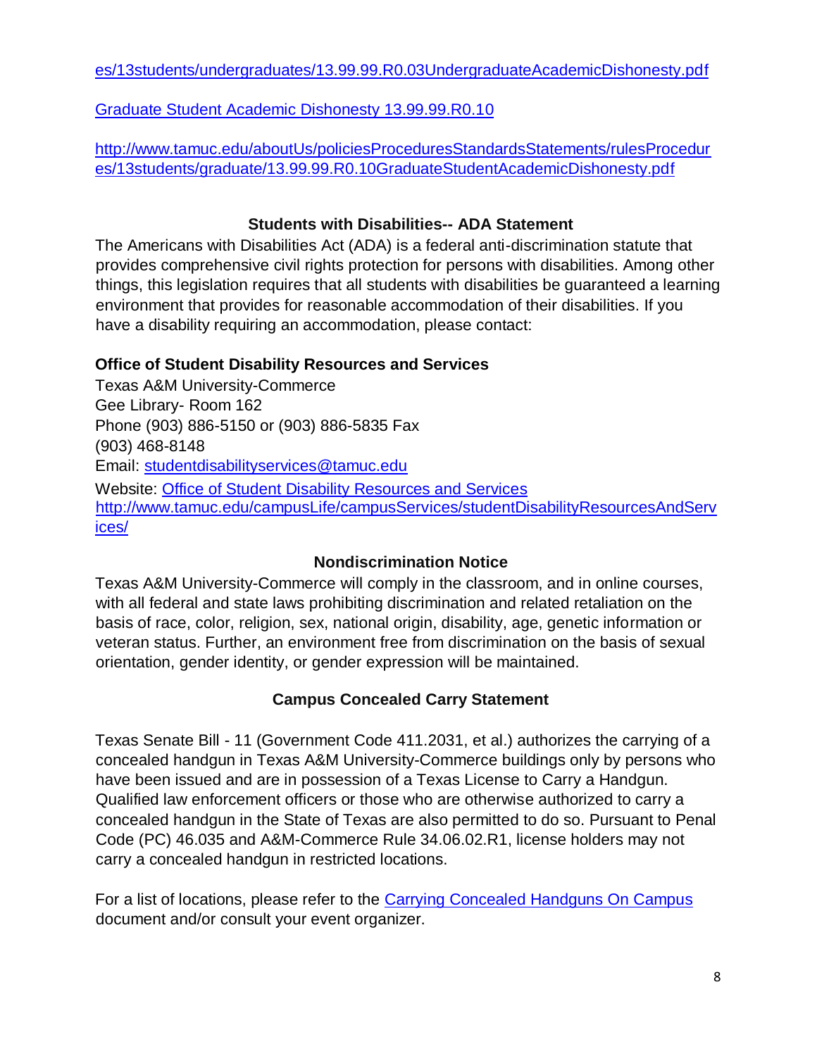es/13students/undergraduates/13.99.99.R0.03UndergraduateAcademicDishonesty.pdf

Graduate Student Academic Dishonesty 13.99.99.R0.10

http://www.tamuc.edu/aboutUs/policiesProceduresStandardsStatements/rulesProcedures/13students/graduate/13.99.99.R0.10GraduateStudentAcademicDishonesty.pdf

### Students with Disabilities-- ADA Statement

The Americans with Disabilities Act (ADA) is a federal anti-discrimination statute that provides comprehensive civil rights protection for persons with disabilities. Among other things, this legislation requires that all students with disabilities be guaranteed a learning environment that provides for reasonable accommodation of their disabilities. If you have a disability requiring an accommodation, please contact:

**Office of Student Disability Resources and Services**

Texas A&M University-Commerce
Gee Library- Room 162
Phone (903) 886-5150 or (903) 886-5835 Fax
(903) 468-8148
Email: studentdisabilityservices@tamuc.edu
Website: Office of Student Disability Resources and Services
http://www.tamuc.edu/campusLife/campusServices/studentDisabilityResourcesAndServices/

### Nondiscrimination Notice

Texas A&M University-Commerce will comply in the classroom, and in online courses, with all federal and state laws prohibiting discrimination and related retaliation on the basis of race, color, religion, sex, national origin, disability, age, genetic information or veteran status. Further, an environment free from discrimination on the basis of sexual orientation, gender identity, or gender expression will be maintained.

### Campus Concealed Carry Statement

Texas Senate Bill - 11 (Government Code 411.2031, et al.) authorizes the carrying of a concealed handgun in Texas A&M University-Commerce buildings only by persons who have been issued and are in possession of a Texas License to Carry a Handgun. Qualified law enforcement officers or those who are otherwise authorized to carry a concealed handgun in the State of Texas are also permitted to do so. Pursuant to Penal Code (PC) 46.035 and A&M-Commerce Rule 34.06.02.R1, license holders may not carry a concealed handgun in restricted locations.

For a list of locations, please refer to the Carrying Concealed Handguns On Campus document and/or consult your event organizer.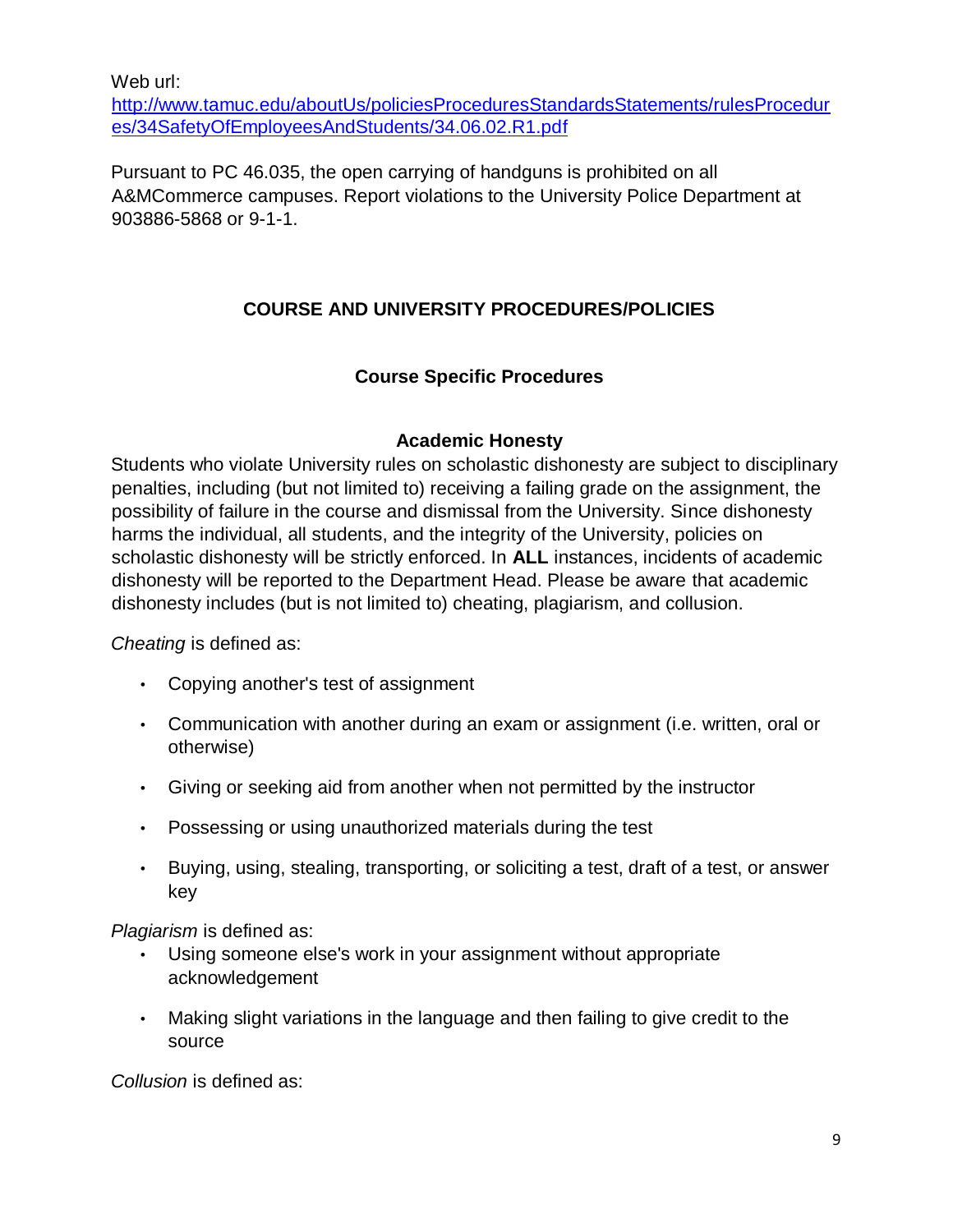Web url:
[http://www.tamuc.edu/aboutUs/policiesProceduresStandardsStatements/rulesProcedures/34SafetyOfEmployeesAndStudents/34.06.02.R1.pdf](http://www.tamuc.edu/aboutUs/policiesProceduresStandardsStatements/rulesProcedures/34SafetyOfEmployeesAndStudents/34.06.02.R1.pdf)

Pursuant to PC 46.035, the open carrying of handguns is prohibited on all A&MCommerce campuses. Report violations to the University Police Department at 903886-5868 or 9-1-1.

## COURSE AND UNIVERSITY PROCEDURES/POLICIES

### Course Specific Procedures

#### Academic Honesty

Students who violate University rules on scholastic dishonesty are subject to disciplinary penalties, including (but not limited to) receiving a failing grade on the assignment, the possibility of failure in the course and dismissal from the University. Since dishonesty harms the individual, all students, and the integrity of the University, policies on scholastic dishonesty will be strictly enforced. In **ALL** instances, incidents of academic dishonesty will be reported to the Department Head. Please be aware that academic dishonesty includes (but is not limited to) cheating, plagiarism, and collusion.

*Cheating* is defined as:

- Copying another's test of assignment
- Communication with another during an exam or assignment (i.e. written, oral or otherwise)
- Giving or seeking aid from another when not permitted by the instructor
- Possessing or using unauthorized materials during the test
- Buying, using, stealing, transporting, or soliciting a test, draft of a test, or answer key

*Plagiarism* is defined as:

- Using someone else's work in your assignment without appropriate acknowledgement
- Making slight variations in the language and then failing to give credit to the source

*Collusion* is defined as: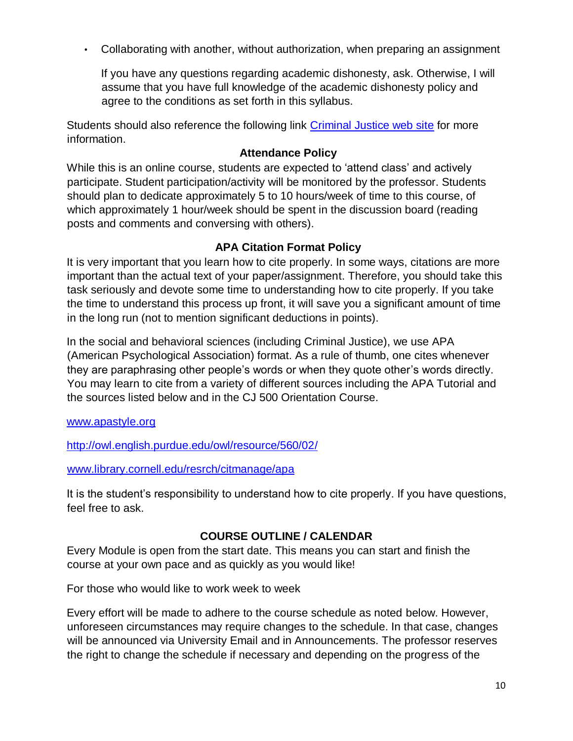- Collaborating with another, without authorization, when preparing an assignment

  If you have any questions regarding academic dishonesty, ask. Otherwise, I will assume that you have full knowledge of the academic dishonesty policy and agree to the conditions as set forth in this syllabus.

Students should also reference the following link [Criminal Justice web site]() for more information.

### Attendance Policy

While this is an online course, students are expected to 'attend class' and actively participate. Student participation/activity will be monitored by the professor. Students should plan to dedicate approximately 5 to 10 hours/week of time to this course, of which approximately 1 hour/week should be spent in the discussion board (reading posts and comments and conversing with others).

### APA Citation Format Policy

It is very important that you learn how to cite properly. In some ways, citations are more important than the actual text of your paper/assignment. Therefore, you should take this task seriously and devote some time to understanding how to cite properly. If you take the time to understand this process up front, it will save you a significant amount of time in the long run (not to mention significant deductions in points).

In the social and behavioral sciences (including Criminal Justice), we use APA (American Psychological Association) format. As a rule of thumb, one cites whenever they are paraphrasing other people's words or when they quote other's words directly. You may learn to cite from a variety of different sources including the APA Tutorial and the sources listed below and in the CJ 500 Orientation Course.

www.apastyle.org

http://owl.english.purdue.edu/owl/resource/560/02/

www.library.cornell.edu/resrch/citmanage/apa

It is the student's responsibility to understand how to cite properly. If you have questions, feel free to ask.

## COURSE OUTLINE / CALENDAR

Every Module is open from the start date. This means you can start and finish the course at your own pace and as quickly as you would like!

For those who would like to work week to week

Every effort will be made to adhere to the course schedule as noted below. However, unforeseen circumstances may require changes to the schedule. In that case, changes will be announced via University Email and in Announcements. The professor reserves the right to change the schedule if necessary and depending on the progress of the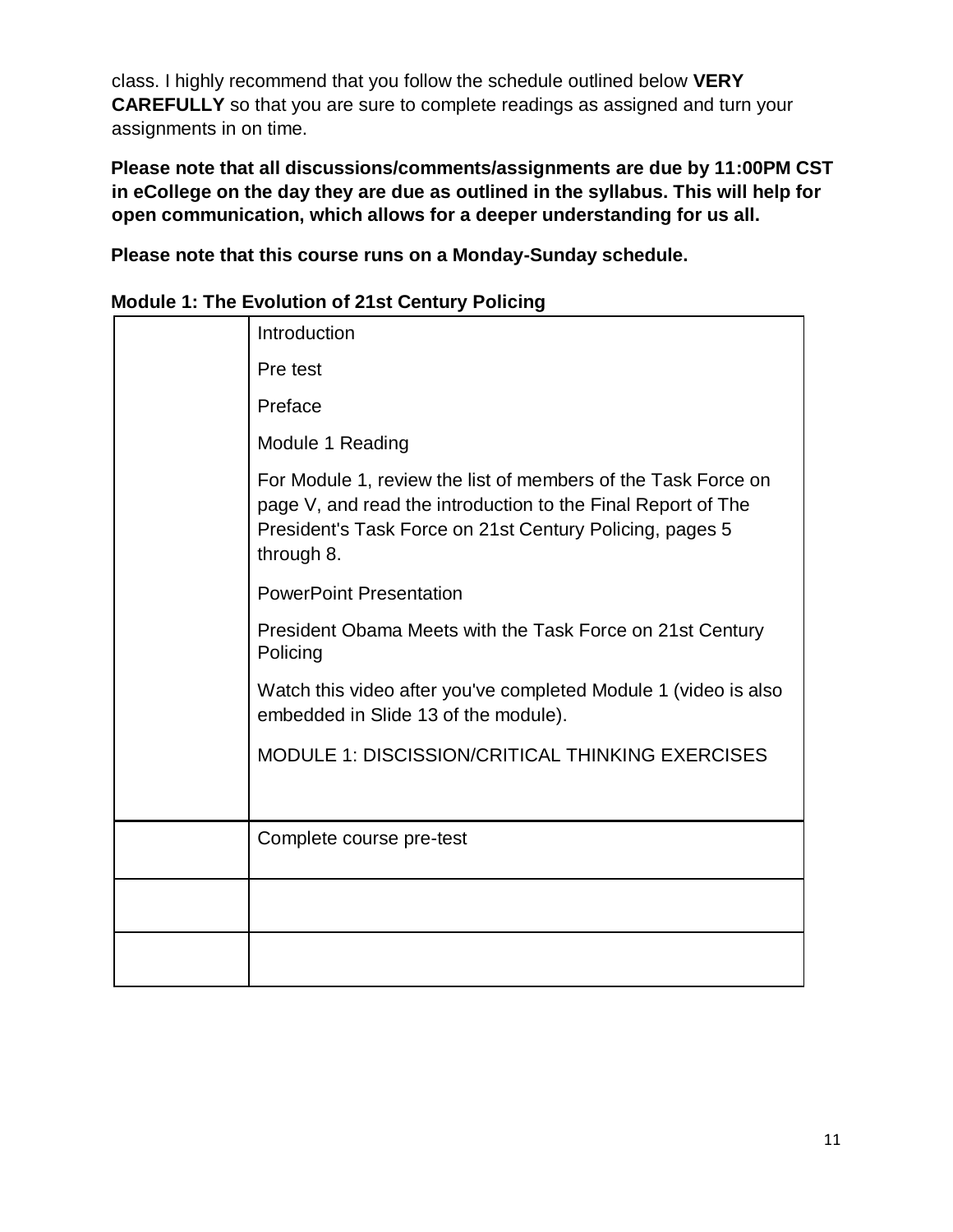class. I highly recommend that you follow the schedule outlined below **VERY CAREFULLY** so that you are sure to complete readings as assigned and turn your assignments in on time.

**Please note that all discussions/comments/assignments are due by 11:00PM CST in eCollege on the day they are due as outlined in the syllabus. This will help for open communication, which allows for a deeper understanding for us all.**

**Please note that this course runs on a Monday-Sunday schedule.**

**Module 1: The Evolution of 21st Century Policing**

| | |
|---|---|
| | Introduction<br><br>Pre test<br><br>Preface<br><br>Module 1 Reading<br><br>For Module 1, review the list of members of the Task Force on page V, and read the introduction to the Final Report of The President's Task Force on 21st Century Policing, pages 5 through 8.<br><br>PowerPoint Presentation<br><br>President Obama Meets with the Task Force on 21st Century Policing<br><br>Watch this video after you've completed Module 1 (video is also embedded in Slide 13 of the module).<br><br>MODULE 1: DISCISSION/CRITICAL THINKING EXERCISES |
| | Complete course pre-test |
| | |
| | |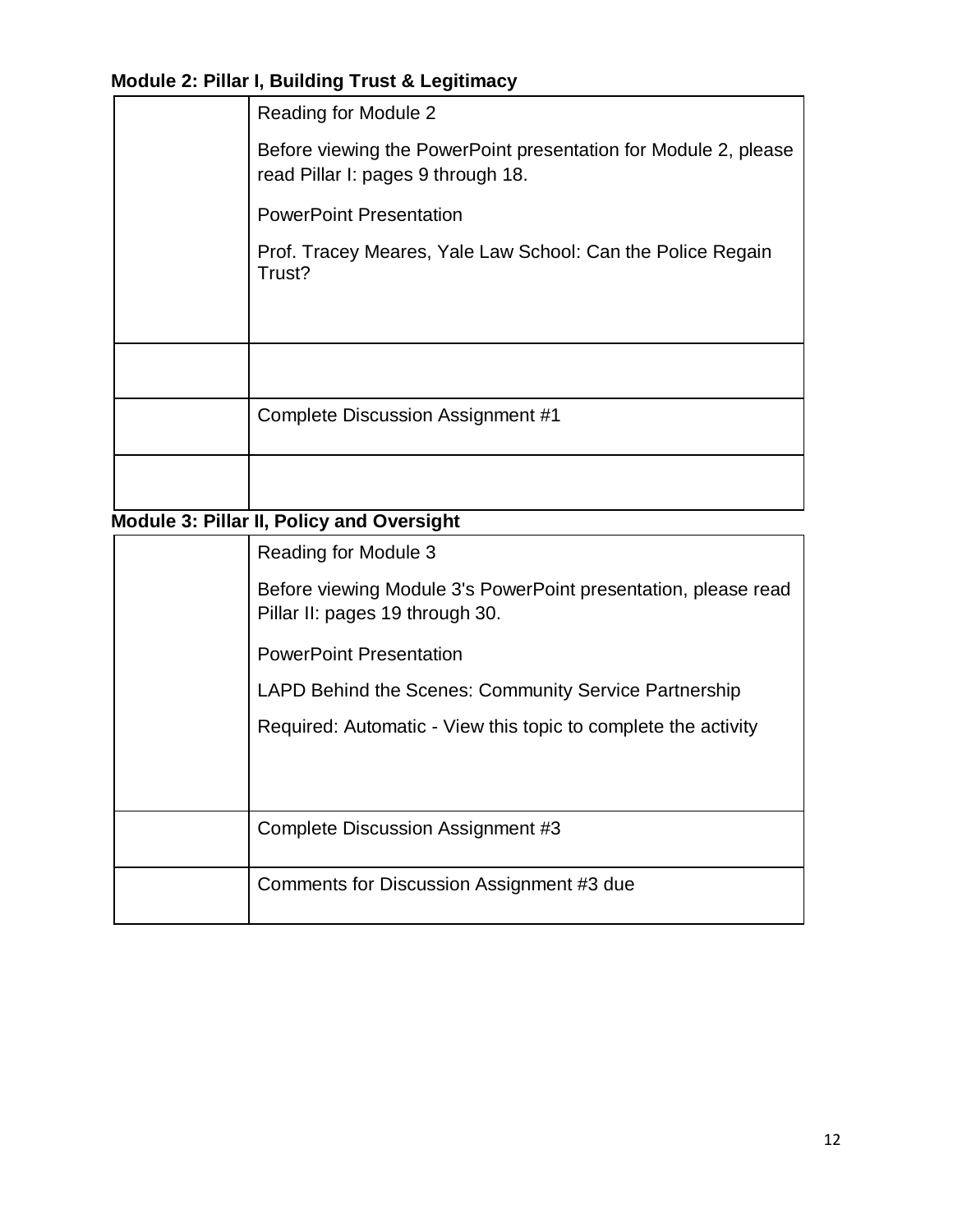**Module 2: Pillar I, Building Trust & Legitimacy**

| | |
|---|---|
| | Reading for Module 2<br><br>Before viewing the PowerPoint presentation for Module 2, please read Pillar I: pages 9 through 18.<br><br>PowerPoint Presentation<br><br>Prof. Tracey Meares, Yale Law School: Can the Police Regain Trust? |
| | |
| | Complete Discussion Assignment #1 |
| | |

**Module 3: Pillar II, Policy and Oversight**

| | |
|---|---|
| | Reading for Module 3<br><br>Before viewing Module 3's PowerPoint presentation, please read Pillar II: pages 19 through 30.<br><br>PowerPoint Presentation<br><br>LAPD Behind the Scenes: Community Service Partnership<br><br>Required: Automatic - View this topic to complete the activity |
| | Complete Discussion Assignment #3 |
| | Comments for Discussion Assignment #3 due |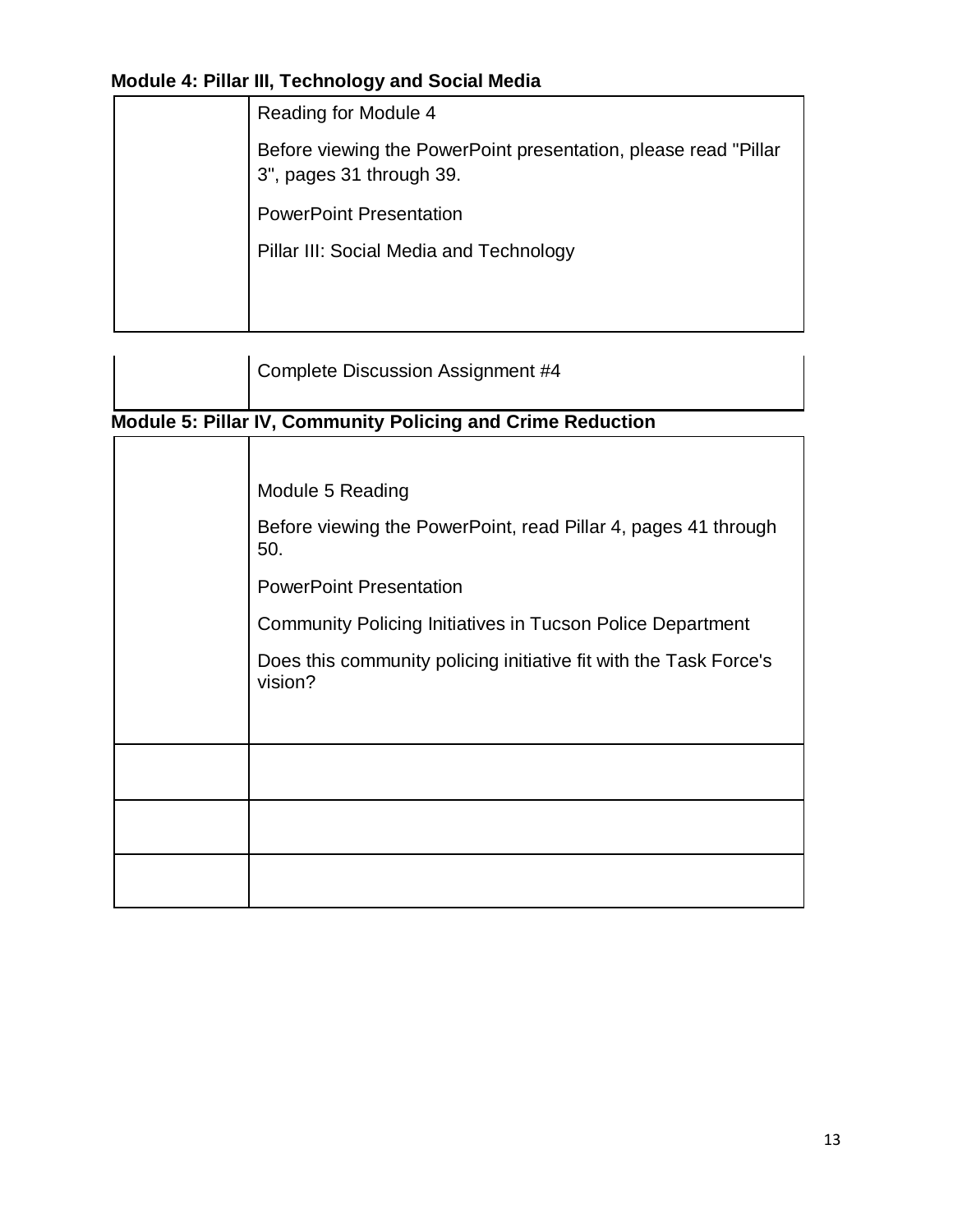**Module 4: Pillar III, Technology and Social Media**

| | |
|---|---|
| | Reading for Module 4<br><br>Before viewing the PowerPoint presentation, please read "Pillar 3", pages 31 through 39.<br><br>PowerPoint Presentation<br><br>Pillar III: Social Media and Technology |

| | |
|---|---|
| | Complete Discussion Assignment #4 |

**Module 5: Pillar IV, Community Policing and Crime Reduction**

| | |
|---|---|
| | Module 5 Reading<br><br>Before viewing the PowerPoint, read Pillar 4, pages 41 through 50.<br><br>PowerPoint Presentation<br><br>Community Policing Initiatives in Tucson Police Department<br><br>Does this community policing initiative fit with the Task Force's vision? |
| | |
| | |
| | |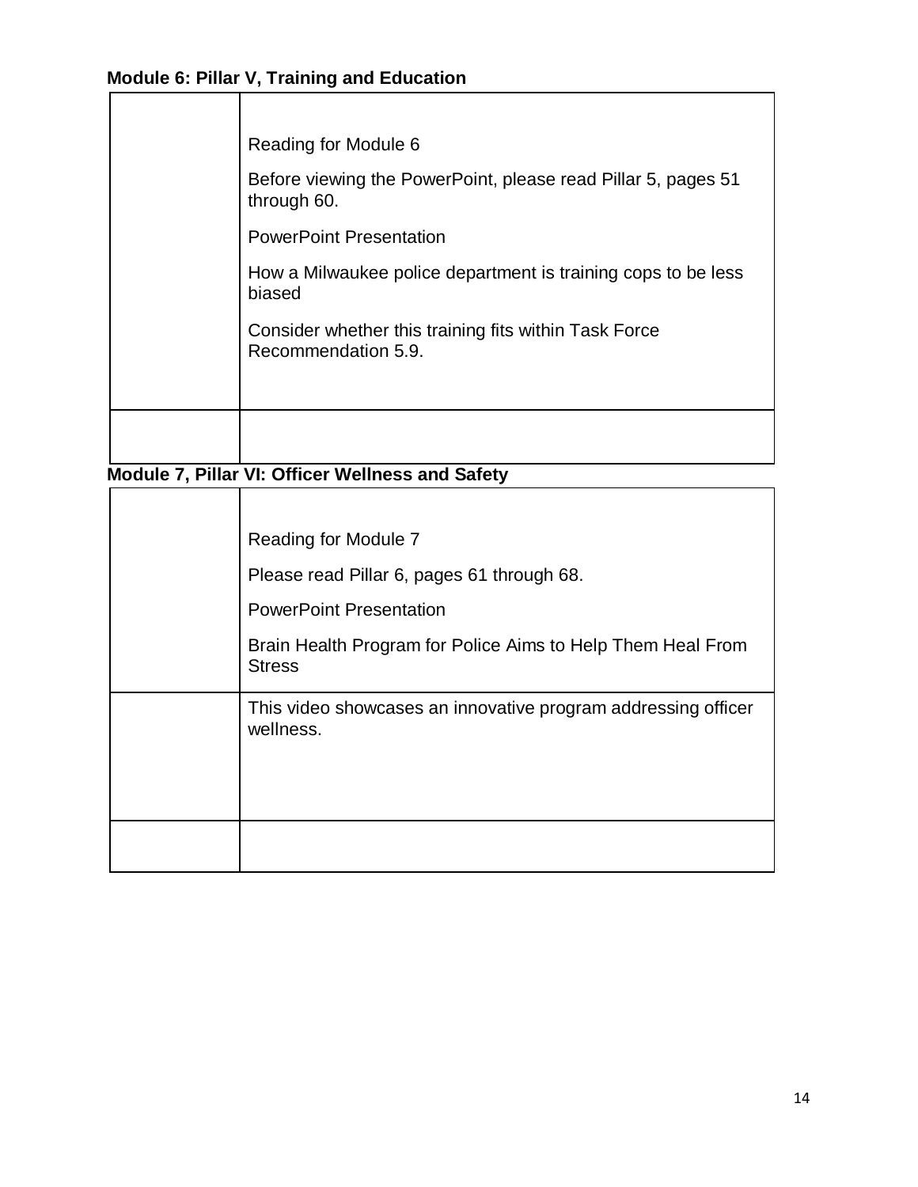**Module 6: Pillar V, Training and Education**

| | |
|---|---|
| | Reading for Module 6<br><br>Before viewing the PowerPoint, please read Pillar 5, pages 51 through 60.<br><br>PowerPoint Presentation<br><br>How a Milwaukee police department is training cops to be less biased<br><br>Consider whether this training fits within Task Force Recommendation 5.9. |
| | |

**Module 7, Pillar VI: Officer Wellness and Safety**

| | |
|---|---|
| | Reading for Module 7<br><br>Please read Pillar 6, pages 61 through 68.<br><br>PowerPoint Presentation<br><br>Brain Health Program for Police Aims to Help Them Heal From Stress |
| | This video showcases an innovative program addressing officer wellness. |
| | |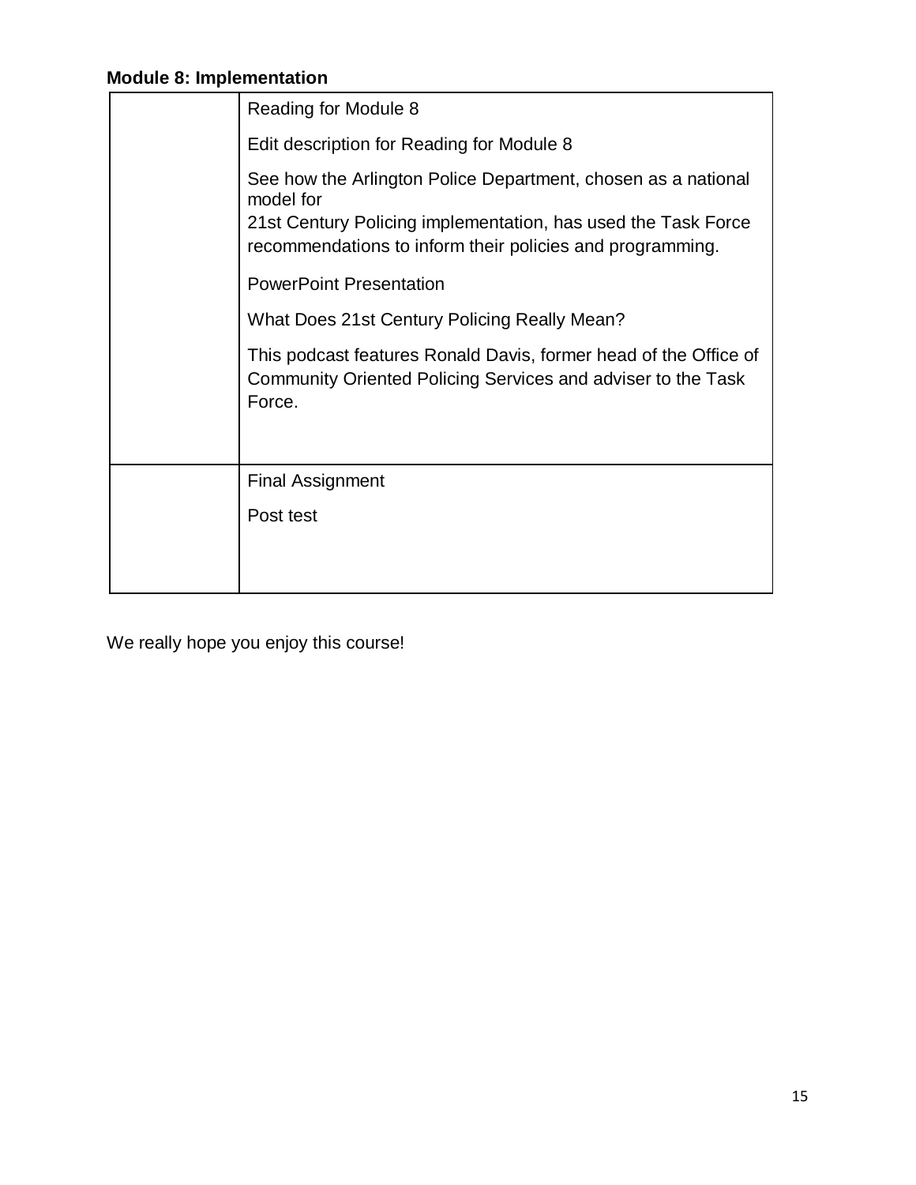**Module 8: Implementation**

| | |
|---|---|
| | Reading for Module 8<br><br>Edit description for Reading for Module 8<br><br>See how the Arlington Police Department, chosen as a national model for<br>21st Century Policing implementation, has used the Task Force recommendations to inform their policies and programming.<br><br>PowerPoint Presentation<br><br>What Does 21st Century Policing Really Mean?<br><br>This podcast features Ronald Davis, former head of the Office of Community Oriented Policing Services and adviser to the Task Force. |
| | Final Assignment<br><br>Post test |

We really hope you enjoy this course!